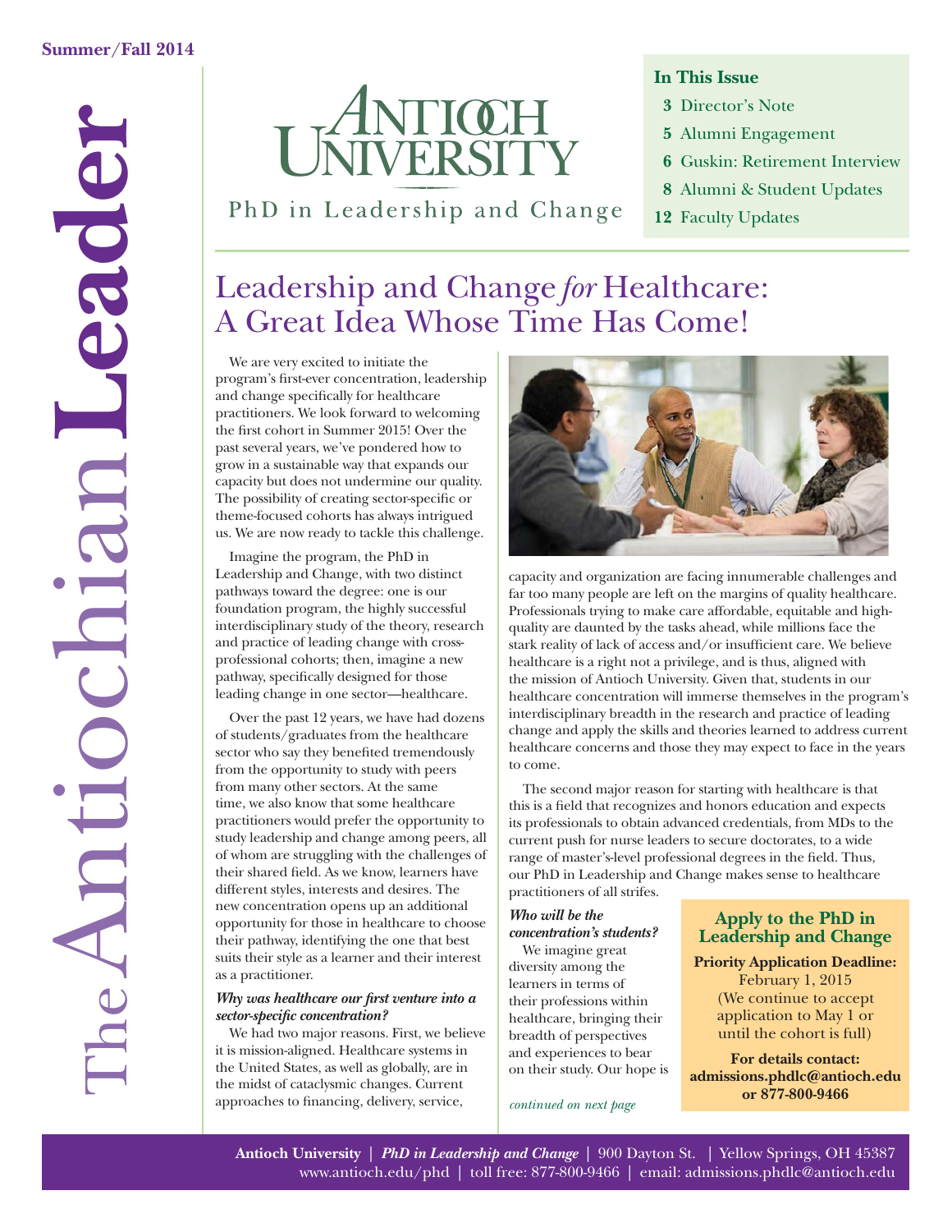Summer/Fall 2014

# The Antiochian Leader

Antioch University

PhD in Leadership and Change

**In This Issue**

- **3** Director's Note
- **5** Alumni Engagement
- **6** Guskin: Retirement Interview
- **8** Alumni & Student Updates
- **12** Faculty Updates

## Leadership and Change *for* Healthcare: A Great Idea Whose Time Has Come!

We are very excited to initiate the program's first-ever concentration, leadership and change specifically for healthcare practitioners. We look forward to welcoming the first cohort in Summer 2015! Over the past several years, we've pondered how to grow in a sustainable way that expands our capacity but does not undermine our quality. The possibility of creating sector-specific or theme-focused cohorts has always intrigued us. We are now ready to tackle this challenge.

Imagine the program, the PhD in Leadership and Change, with two distinct pathways toward the degree: one is our foundation program, the highly successful interdisciplinary study of the theory, research and practice of leading change with cross-professional cohorts; then, imagine a new pathway, specifically designed for those leading change in one sector—healthcare.

Over the past 12 years, we have had dozens of students/graduates from the healthcare sector who say they benefited tremendously from the opportunity to study with peers from many other sectors. At the same time, we also know that some healthcare practitioners would prefer the opportunity to study leadership and change among peers, all of whom are struggling with the challenges of their shared field. As we know, learners have different styles, interests and desires. The new concentration opens up an additional opportunity for those in healthcare to choose their pathway, identifying the one that best suits their style as a learner and their interest as a practitioner.

***Why was healthcare our first venture into a sector-specific concentration?***

We had two major reasons. First, we believe it is mission-aligned. Healthcare systems in the United States, as well as globally, are in the midst of cataclysmic changes. Current approaches to financing, delivery, service, capacity and organization are facing innumerable challenges and far too many people are left on the margins of quality healthcare. Professionals trying to make care affordable, equitable and high-quality are daunted by the tasks ahead, while millions face the stark reality of lack of access and/or insufficient care. We believe healthcare is a right not a privilege, and is thus, aligned with the mission of Antioch University. Given that, students in our healthcare concentration will immerse themselves in the program's interdisciplinary breadth in the research and practice of leading change and apply the skills and theories learned to address current healthcare concerns and those they may expect to face in the years to come.

The second major reason for starting with healthcare is that this is a field that recognizes and honors education and expects its professionals to obtain advanced credentials, from MDs to the current push for nurse leaders to secure doctorates, to a wide range of master's-level professional degrees in the field. Thus, our PhD in Leadership and Change makes sense to healthcare practitioners of all strifes.

***Who will be the concentration's students?***

We imagine great diversity among the learners in terms of their professions within healthcare, bringing their breadth of perspectives and experiences to bear on their study. Our hope is

*continued on next page*

> **Apply to the PhD in Leadership and Change**
>
> **Priority Application Deadline:** February 1, 2015 (We continue to accept application to May 1 or until the cohort is full)
>
> **For details contact: admissions.phdlc@antioch.edu or 877-800-9466**

**Antioch University** | ***PhD in Leadership and Change*** | 900 Dayton St. | Yellow Springs, OH 45387
www.antioch.edu/phd | toll free: 877-800-9466 | email: admissions.phdlc@antioch.edu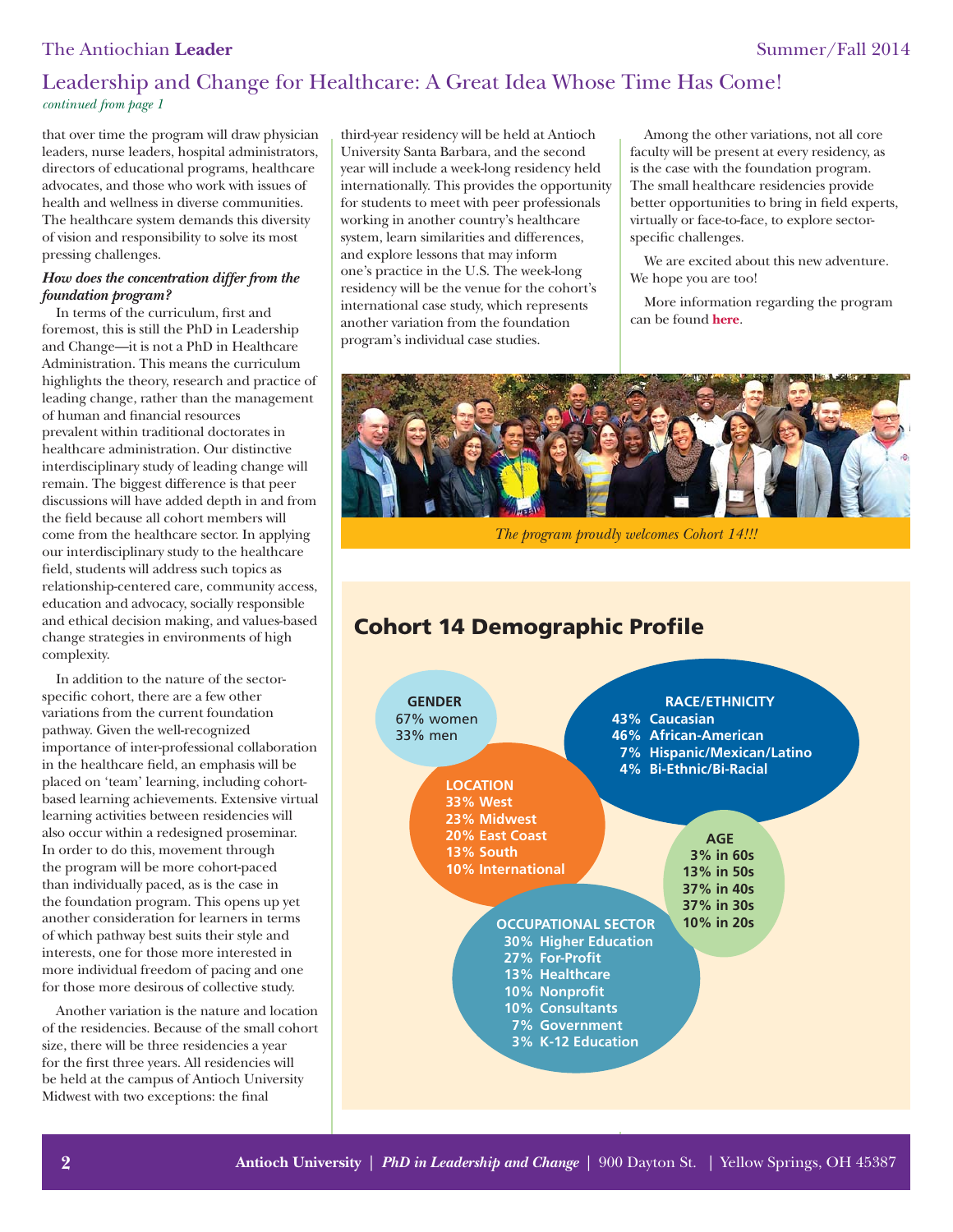## Leadership and Change for Healthcare: A Great Idea Whose Time Has Come!

*continued from page 1*

that over time the program will draw physician leaders, nurse leaders, hospital administrators, directors of educational programs, healthcare advocates, and those who work with issues of health and wellness in diverse communities. The healthcare system demands this diversity of vision and responsibility to solve its most pressing challenges.

***How does the concentration differ from the foundation program?***

In terms of the curriculum, first and foremost, this is still the PhD in Leadership and Change—it is not a PhD in Healthcare Administration. This means the curriculum highlights the theory, research and practice of leading change, rather than the management of human and financial resources prevalent within traditional doctorates in healthcare administration. Our distinctive interdisciplinary study of leading change will remain. The biggest difference is that peer discussions will have added depth in and from the field because all cohort members will come from the healthcare sector. In applying our interdisciplinary study to the healthcare field, students will address such topics as relationship-centered care, community access, education and advocacy, socially responsible and ethical decision making, and values-based change strategies in environments of high complexity.

In addition to the nature of the sector-specific cohort, there are a few other variations from the current foundation pathway. Given the well-recognized importance of inter-professional collaboration in the healthcare field, an emphasis will be placed on 'team' learning, including cohort-based learning achievements. Extensive virtual learning activities between residencies will also occur within a redesigned proseminar. In order to do this, movement through the program will be more cohort-paced than individually paced, as is the case in the foundation program. This opens up yet another consideration for learners in terms of which pathway best suits their style and interests, one for those more interested in more individual freedom of pacing and one for those more desirous of collective study.

Another variation is the nature and location of the residencies. Because of the small cohort size, there will be three residencies a year for the first three years. All residencies will be held at the campus of Antioch University Midwest with two exceptions: the final third-year residency will be held at Antioch University Santa Barbara, and the second year will include a week-long residency held internationally. This provides the opportunity for students to meet with peer professionals working in another country's healthcare system, learn similarities and differences, and explore lessons that may inform one's practice in the U.S. The week-long residency will be the venue for the cohort's international case study, which represents another variation from the foundation program's individual case studies.

Among the other variations, not all core faculty will be present at every residency, as is the case with the foundation program. The small healthcare residencies provide better opportunities to bring in field experts, virtually or face-to-face, to explore sector-specific challenges.

We are excited about this new adventure. We hope you are too!

More information regarding the program can be found **here**.

*The program proudly welcomes Cohort 14!!!*

## Cohort 14 Demographic Profile

**GENDER**
- 67% women
- 33% men

**RACE/ETHNICITY**
- 43% Caucasian
- 46% African-American
- 7% Hispanic/Mexican/Latino
- 4% Bi-Ethnic/Bi-Racial

**LOCATION**
- 33% West
- 23% Midwest
- 20% East Coast
- 13% South
- 10% International

**AGE**
- 3% in 60s
- 13% in 50s
- 37% in 40s
- 37% in 30s
- 10% in 20s

**OCCUPATIONAL SECTOR**
- 30% Higher Education
- 27% For-Profit
- 13% Healthcare
- 10% Nonprofit
- 10% Consultants
- 7% Government
- 3% K-12 Education

Antioch University | *PhD in Leadership and Change* | 900 Dayton St. | Yellow Springs, OH 45387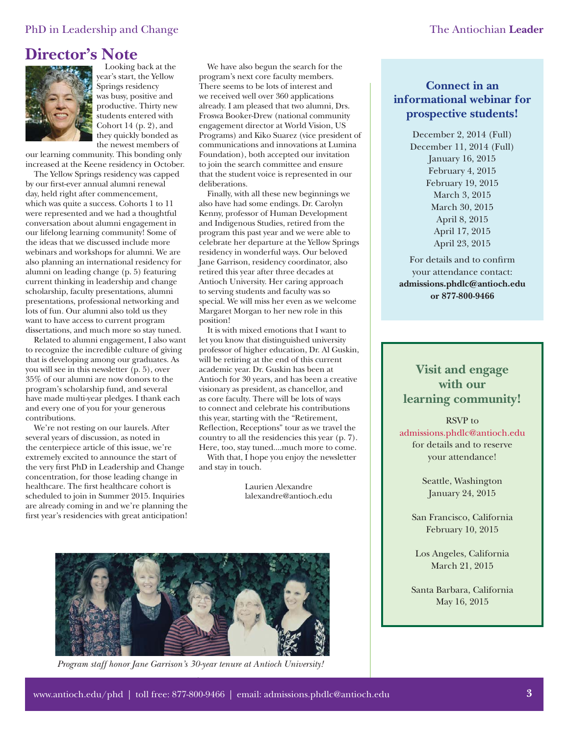## Director's Note

Looking back at the year's start, the Yellow Springs residency was busy, positive and productive. Thirty new students entered with Cohort 14 (p. 2), and they quickly bonded as the newest members of our learning community. This bonding only increased at the Keene residency in October.

The Yellow Springs residency was capped by our first-ever annual alumni renewal day, held right after commencement, which was quite a success. Cohorts 1 to 11 were represented and we had a thoughtful conversation about alumni engagement in our lifelong learning community! Some of the ideas that we discussed include more webinars and workshops for alumni. We are also planning an international residency for alumni on leading change (p. 5) featuring current thinking in leadership and change scholarship, faculty presentations, alumni presentations, professional networking and lots of fun. Our alumni also told us they want to have access to current program dissertations, and much more so stay tuned.

Related to alumni engagement, I also want to recognize the incredible culture of giving that is developing among our graduates. As you will see in this newsletter (p. 5), over 35% of our alumni are now donors to the program's scholarship fund, and several have made multi-year pledges. I thank each and every one of you for your generous contributions.

We're not resting on our laurels. After several years of discussion, as noted in the centerpiece article of this issue, we're extremely excited to announce the start of the very first PhD in Leadership and Change concentration, for those leading change in healthcare. The first healthcare cohort is scheduled to join in Summer 2015. Inquiries are already coming in and we're planning the first year's residencies with great anticipation!

We have also begun the search for the program's next core faculty members. There seems to be lots of interest and we received well over 360 applications already. I am pleased that two alumni, Drs. Froswa Booker-Drew (national community engagement director at World Vision, US Programs) and Kiko Suarez (vice president of communications and innovations at Lumina Foundation), both accepted our invitation to join the search committee and ensure that the student voice is represented in our deliberations.

Finally, with all these new beginnings we also have had some endings. Dr. Carolyn Kenny, professor of Human Development and Indigenous Studies, retired from the program this past year and we were able to celebrate her departure at the Yellow Springs residency in wonderful ways. Our beloved Jane Garrison, residency coordinator, also retired this year after three decades at Antioch University. Her caring approach to serving students and faculty was so special. We will miss her even as we welcome Margaret Morgan to her new role in this position!

It is with mixed emotions that I want to let you know that distinguished university professor of higher education, Dr. Al Guskin, will be retiring at the end of this current academic year. Dr. Guskin has been at Antioch for 30 years, and has been a creative visionary as president, as chancellor, and as core faculty. There will be lots of ways to connect and celebrate his contributions this year, starting with the "Retirement, Reflection, Receptions" tour as we travel the country to all the residencies this year (p. 7). Here, too, stay tuned....much more to come.

With that, I hope you enjoy the newsletter and stay in touch.

Laurien Alexandre
lalexandre@antioch.edu

*Program staff honor Jane Garrison's 30-year tenure at Antioch University!*

### Connect in an informational webinar for prospective students!

December 2, 2014 (Full)
December 11, 2014 (Full)
January 16, 2015
February 4, 2015
February 19, 2015
March 3, 2015
March 30, 2015
April 8, 2015
April 17, 2015
April 23, 2015

For details and to confirm your attendance contact:
**admissions.phdlc@antioch.edu or 877-800-9466**

### Visit and engage with our learning community!

RSVP to admissions.phdlc@antioch.edu for details and to reserve your attendance!

Seattle, Washington
January 24, 2015

San Francisco, California
February 10, 2015

Los Angeles, California
March 21, 2015

Santa Barbara, California
May 16, 2015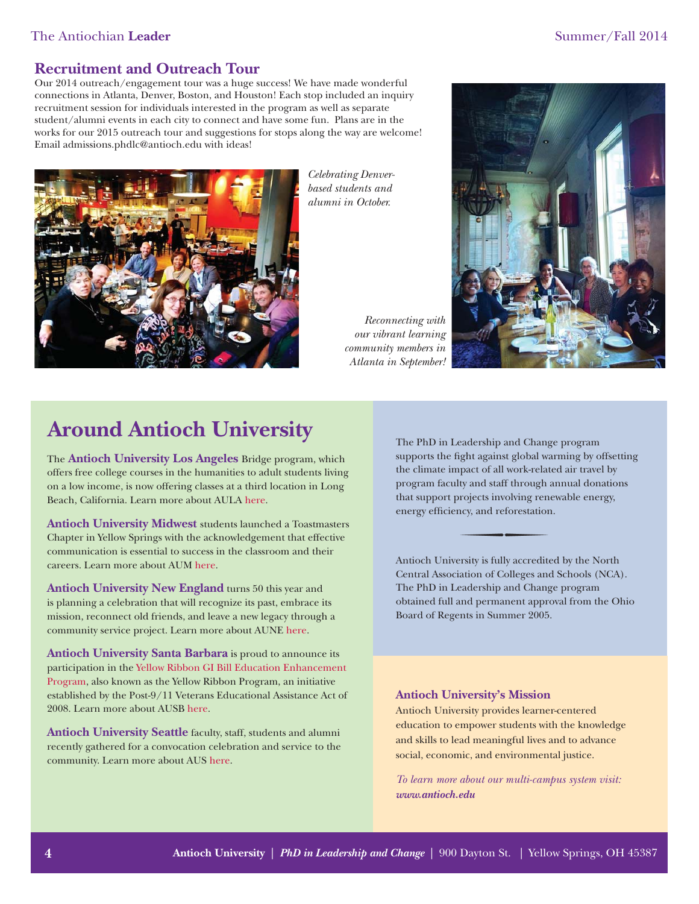## Recruitment and Outreach Tour

Our 2014 outreach/engagement tour was a huge success! We have made wonderful connections in Atlanta, Denver, Boston, and Houston! Each stop included an inquiry recruitment session for individuals interested in the program as well as separate student/alumni events in each city to connect and have some fun. Plans are in the works for our 2015 outreach tour and suggestions for stops along the way are welcome! Email admissions.phdlc@antioch.edu with ideas!

*Celebrating Denver-based students and alumni in October.*

*Reconnecting with our vibrant learning community members in Atlanta in September!*

# Around Antioch University

The **Antioch University Los Angeles** Bridge program, which offers free college courses in the humanities to adult students living on a low income, is now offering classes at a third location in Long Beach, California. Learn more about AULA here.

**Antioch University Midwest** students launched a Toastmasters Chapter in Yellow Springs with the acknowledgement that effective communication is essential to success in the classroom and their careers. Learn more about AUM here.

**Antioch University New England** turns 50 this year and is planning a celebration that will recognize its past, embrace its mission, reconnect old friends, and leave a new legacy through a community service project. Learn more about AUNE here.

**Antioch University Santa Barbara** is proud to announce its participation in the Yellow Ribbon GI Bill Education Enhancement Program, also known as the Yellow Ribbon Program, an initiative established by the Post-9/11 Veterans Educational Assistance Act of 2008. Learn more about AUSB here.

**Antioch University Seattle** faculty, staff, students and alumni recently gathered for a convocation celebration and service to the community. Learn more about AUS here.

The PhD in Leadership and Change program supports the fight against global warming by offsetting the climate impact of all work-related air travel by program faculty and staff through annual donations that support projects involving renewable energy, energy efficiency, and reforestation.

Antioch University is fully accredited by the North Central Association of Colleges and Schools (NCA). The PhD in Leadership and Change program obtained full and permanent approval from the Ohio Board of Regents in Summer 2005.

### Antioch University's Mission

Antioch University provides learner-centered education to empower students with the knowledge and skills to lead meaningful lives and to advance social, economic, and environmental justice.

*To learn more about our multi-campus system visit:* ***www.antioch.edu***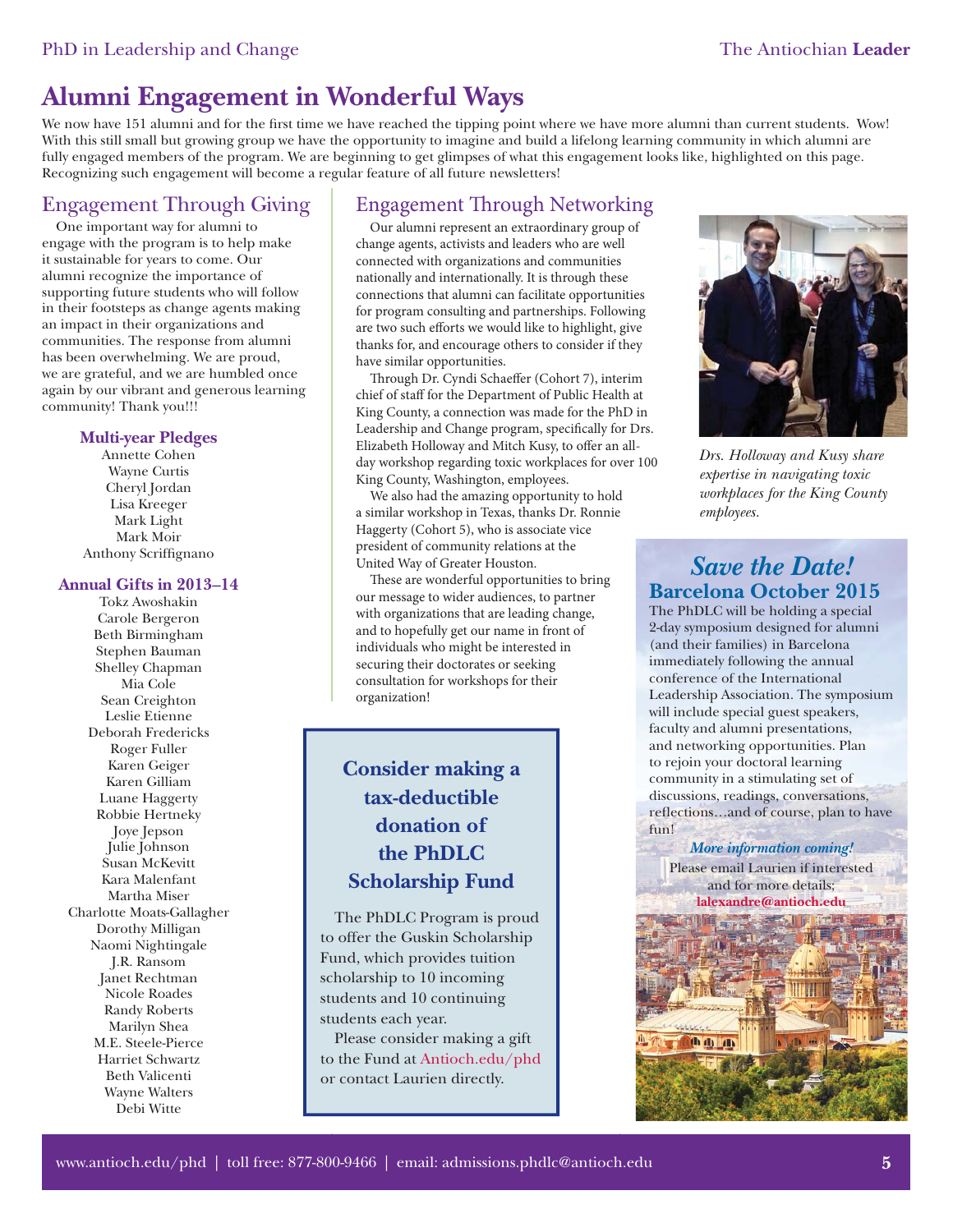# Alumni Engagement in Wonderful Ways

We now have 151 alumni and for the first time we have reached the tipping point where we have more alumni than current students. Wow! With this still small but growing group we have the opportunity to imagine and build a lifelong learning community in which alumni are fully engaged members of the program. We are beginning to get glimpses of what this engagement looks like, highlighted on this page. Recognizing such engagement will become a regular feature of all future newsletters!

## Engagement Through Giving

One important way for alumni to engage with the program is to help make it sustainable for years to come. Our alumni recognize the importance of supporting future students who will follow in their footsteps as change agents making an impact in their organizations and communities. The response from alumni has been overwhelming. We are proud, we are grateful, and we are humbled once again by our vibrant and generous learning community! Thank you!!!

### Multi-year Pledges

Annette Cohen
Wayne Curtis
Cheryl Jordan
Lisa Kreeger
Mark Light
Mark Moir
Anthony Scriffignano

### Annual Gifts in 2013–14

Tokz Awoshakin
Carole Bergeron
Beth Birmingham
Stephen Bauman
Shelley Chapman
Mia Cole
Sean Creighton
Leslie Etienne
Deborah Fredericks
Roger Fuller
Karen Geiger
Karen Gilliam
Luane Haggerty
Robbie Hertneky
Joye Jepson
Julie Johnson
Susan McKevitt
Kara Malenfant
Martha Miser
Charlotte Moats-Gallagher
Dorothy Milligan
Naomi Nightingale
J.R. Ransom
Janet Rechtman
Nicole Roades
Randy Roberts
Marilyn Shea
M.E. Steele-Pierce
Harriet Schwartz
Beth Valicenti
Wayne Walters
Debi Witte

## Engagement Through Networking

Our alumni represent an extraordinary group of change agents, activists and leaders who are well connected with organizations and communities nationally and internationally. It is through these connections that alumni can facilitate opportunities for program consulting and partnerships. Following are two such efforts we would like to highlight, give thanks for, and encourage others to consider if they have similar opportunities.

Through Dr. Cyndi Schaeffer (Cohort 7), interim chief of staff for the Department of Public Health at King County, a connection was made for the PhD in Leadership and Change program, specifically for Drs. Elizabeth Holloway and Mitch Kusy, to offer an all-day workshop regarding toxic workplaces for over 100 King County, Washington, employees.

We also had the amazing opportunity to hold a similar workshop in Texas, thanks Dr. Ronnie Haggerty (Cohort 5), who is associate vice president of community relations at the United Way of Greater Houston.

These are wonderful opportunities to bring our message to wider audiences, to partner with organizations that are leading change, and to hopefully get our name in front of individuals who might be interested in securing their doctorates or seeking consultation for workshops for their organization!

*Drs. Holloway and Kusy share expertise in navigating toxic workplaces for the King County employees.*

### Consider making a tax-deductible donation of the PhDLC Scholarship Fund

The PhDLC Program is proud to offer the Guskin Scholarship Fund, which provides tuition scholarship to 10 incoming students and 10 continuing students each year.

Please consider making a gift to the Fund at Antioch.edu/phd or contact Laurien directly.

### *Save the Date!*
### Barcelona October 2015

The PhDLC will be holding a special 2-day symposium designed for alumni (and their families) in Barcelona immediately following the annual conference of the International Leadership Association. The symposium will include special guest speakers, faculty and alumni presentations, and networking opportunities. Plan to rejoin your doctoral learning community in a stimulating set of discussions, readings, conversations, reflections…and of course, plan to have fun!

***More information coming!***

Please email Laurien if interested and for more details; **lalexandre@antioch.edu**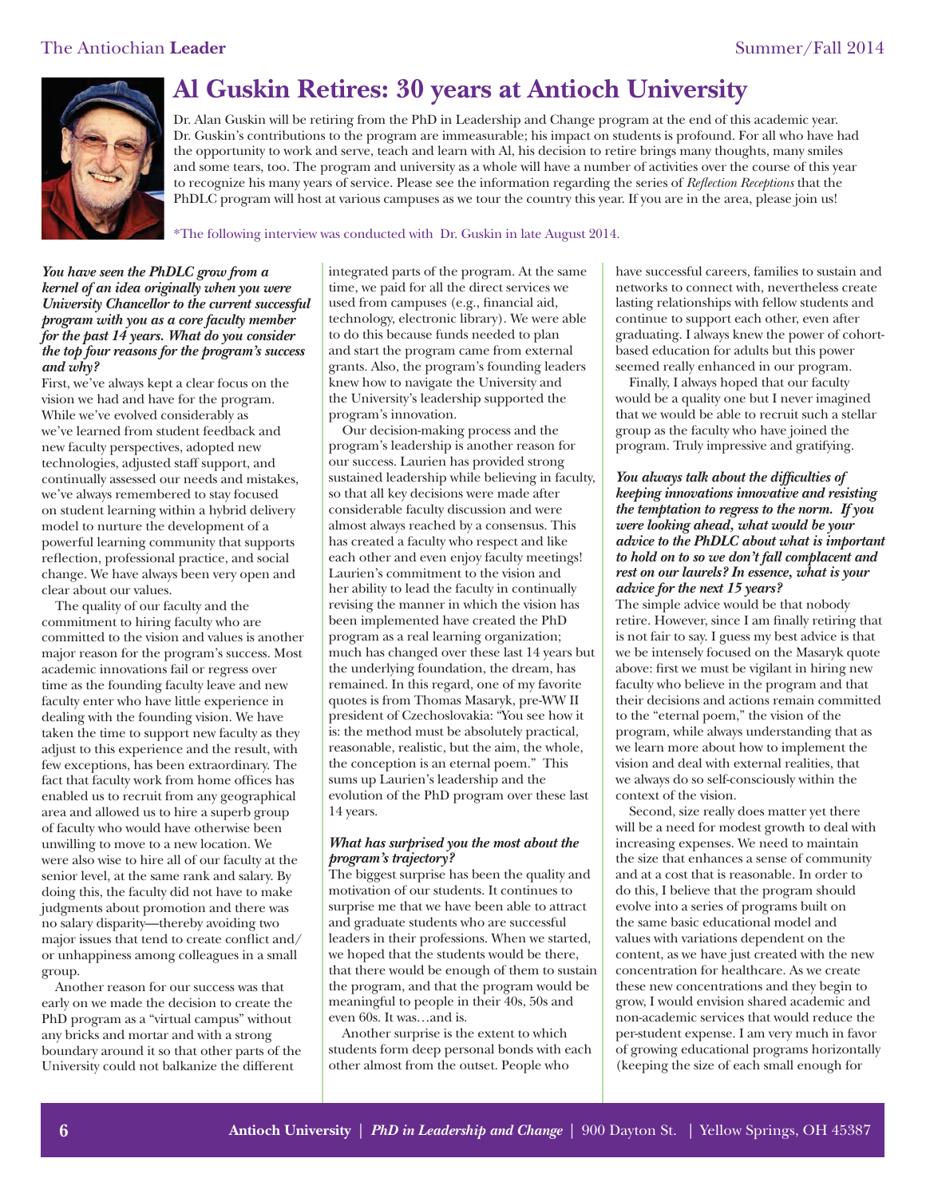# Al Guskin Retires: 30 years at Antioch University

Dr. Alan Guskin will be retiring from the PhD in Leadership and Change program at the end of this academic year. Dr. Guskin's contributions to the program are immeasurable; his impact on students is profound. For all who have had the opportunity to work and serve, teach and learn with Al, his decision to retire brings many thoughts, many smiles and some tears, too. The program and university as a whole will have a number of activities over the course of this year to recognize his many years of service. Please see the information regarding the series of *Reflection Receptions* that the PhDLC program will host at various campuses as we tour the country this year. If you are in the area, please join us!

*The following interview was conducted with Dr. Guskin in late August 2014.

***You have seen the PhDLC grow from a kernel of an idea originally when you were University Chancellor to the current successful program with you as a core faculty member for the past 14 years. What do you consider the top four reasons for the program's success and why?***

First, we've always kept a clear focus on the vision we had and have for the program. While we've evolved considerably as we've learned from student feedback and new faculty perspectives, adopted new technologies, adjusted staff support, and continually assessed our needs and mistakes, we've always remembered to stay focused on student learning within a hybrid delivery model to nurture the development of a powerful learning community that supports reflection, professional practice, and social change. We have always been very open and clear about our values.

The quality of our faculty and the commitment to hiring faculty who are committed to the vision and values is another major reason for the program's success. Most academic innovations fail or regress over time as the founding faculty leave and new faculty enter who have little experience in dealing with the founding vision. We have taken the time to support new faculty as they adjust to this experience and the result, with few exceptions, has been extraordinary. The fact that faculty work from home offices has enabled us to recruit from any geographical area and allowed us to hire a superb group of faculty who would have otherwise been unwilling to move to a new location. We were also wise to hire all of our faculty at the senior level, at the same rank and salary. By doing this, the faculty did not have to make judgments about promotion and there was no salary disparity—thereby avoiding two major issues that tend to create conflict and/or unhappiness among colleagues in a small group.

Another reason for our success was that early on we made the decision to create the PhD program as a "virtual campus" without any bricks and mortar and with a strong boundary around it so that other parts of the University could not balkanize the different integrated parts of the program. At the same time, we paid for all the direct services we used from campuses (e.g., financial aid, technology, electronic library). We were able to do this because funds needed to plan and start the program came from external grants. Also, the program's founding leaders knew how to navigate the University and the University's leadership supported the program's innovation.

Our decision-making process and the program's leadership is another reason for our success. Laurien has provided strong sustained leadership while believing in faculty, so that all key decisions were made after considerable faculty discussion and were almost always reached by a consensus. This has created a faculty who respect and like each other and even enjoy faculty meetings! Laurien's commitment to the vision and her ability to lead the faculty in continually revising the manner in which the vision has been implemented have created the PhD program as a real learning organization; much has changed over these last 14 years but the underlying foundation, the dream, has remained. In this regard, one of my favorite quotes is from Thomas Masaryk, pre-WW II president of Czechoslovakia: "You see how it is: the method must be absolutely practical, reasonable, realistic, but the aim, the whole, the conception is an eternal poem." This sums up Laurien's leadership and the evolution of the PhD program over these last 14 years.

***What has surprised you the most about the program's trajectory?***

The biggest surprise has been the quality and motivation of our students. It continues to surprise me that we have been able to attract and graduate students who are successful leaders in their professions. When we started, we hoped that the students would be there, that there would be enough of them to sustain the program, and that the program would be meaningful to people in their 40s, 50s and even 60s. It was…and is.

Another surprise is the extent to which students form deep personal bonds with each other almost from the outset. People who have successful careers, families to sustain and networks to connect with, nevertheless create lasting relationships with fellow students and continue to support each other, even after graduating. I always knew the power of cohort-based education for adults but this power seemed really enhanced in our program.

Finally, I always hoped that our faculty would be a quality one but I never imagined that we would be able to recruit such a stellar group as the faculty who have joined the program. Truly impressive and gratifying.

***You always talk about the difficulties of keeping innovations innovative and resisting the temptation to regress to the norm. If you were looking ahead, what would be your advice to the PhDLC about what is important to hold on to so we don't fall complacent and rest on our laurels? In essence, what is your advice for the next 15 years?***

The simple advice would be that nobody retire. However, since I am finally retiring that is not fair to say. I guess my best advice is that we be intensely focused on the Masaryk quote above: first we must be vigilant in hiring new faculty who believe in the program and that their decisions and actions remain committed to the "eternal poem," the vision of the program, while always understanding that as we learn more about how to implement the vision and deal with external realities, that we always do so self-consciously within the context of the vision.

Second, size really does matter yet there will be a need for modest growth to deal with increasing expenses. We need to maintain the size that enhances a sense of community and at a cost that is reasonable. In order to do this, I believe that the program should evolve into a series of programs built on the same basic educational model and values with variations dependent on the content, as we have just created with the new concentration for healthcare. As we create these new concentrations and they begin to grow, I would envision shared academic and non-academic services that would reduce the per-student expense. I am very much in favor of growing educational programs horizontally (keeping the size of each small enough for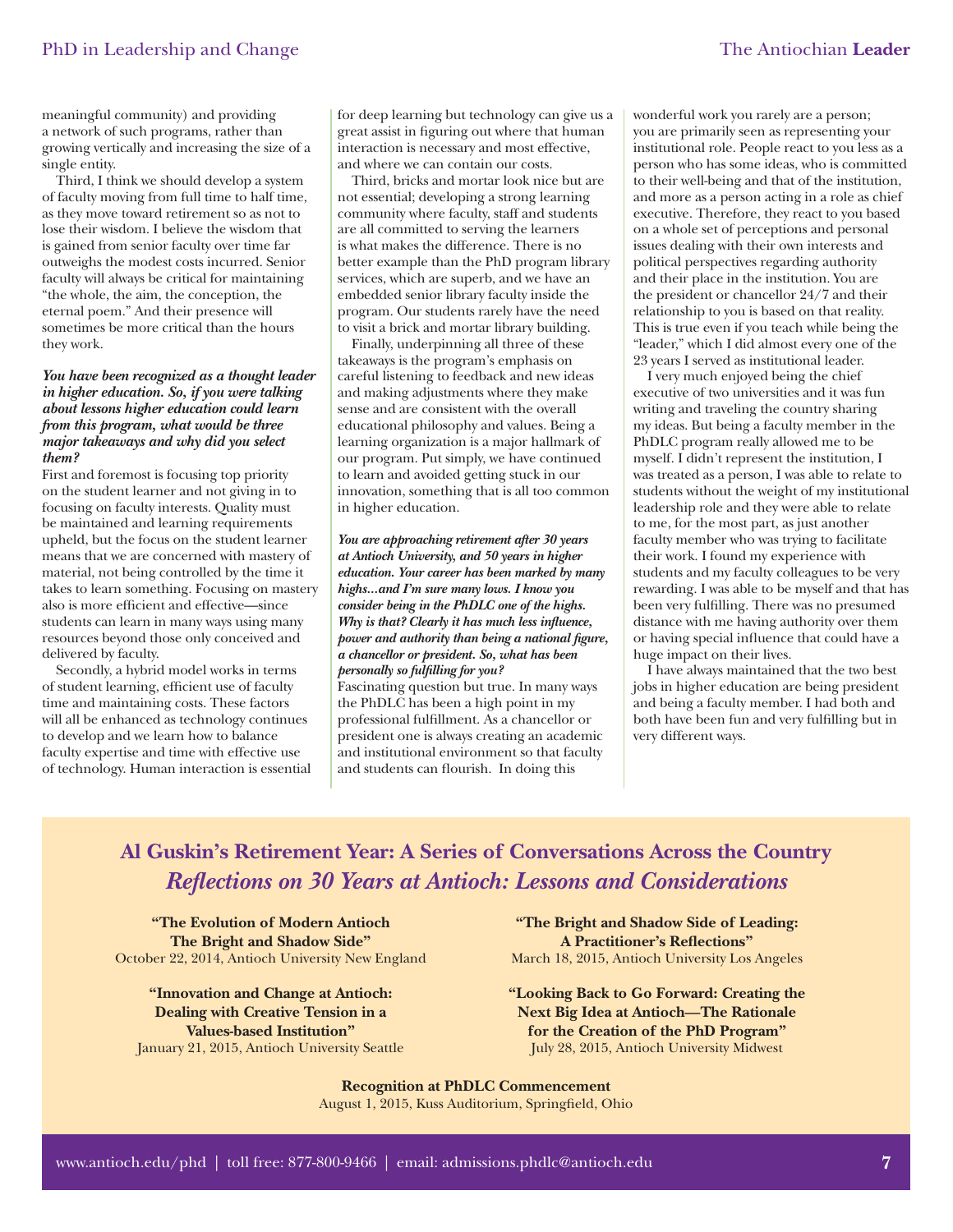meaningful community) and providing a network of such programs, rather than growing vertically and increasing the size of a single entity.

Third, I think we should develop a system of faculty moving from full time to half time, as they move toward retirement so as not to lose their wisdom. I believe the wisdom that is gained from senior faculty over time far outweighs the modest costs incurred. Senior faculty will always be critical for maintaining "the whole, the aim, the conception, the eternal poem." And their presence will sometimes be more critical than the hours they work.

***You have been recognized as a thought leader in higher education. So, if you were talking about lessons higher education could learn from this program, what would be three major takeaways and why did you select them?***

First and foremost is focusing top priority on the student learner and not giving in to focusing on faculty interests. Quality must be maintained and learning requirements upheld, but the focus on the student learner means that we are concerned with mastery of material, not being controlled by the time it takes to learn something. Focusing on mastery also is more efficient and effective—since students can learn in many ways using many resources beyond those only conceived and delivered by faculty.

Secondly, a hybrid model works in terms of student learning, efficient use of faculty time and maintaining costs. These factors will all be enhanced as technology continues to develop and we learn how to balance faculty expertise and time with effective use of technology. Human interaction is essential for deep learning but technology can give us a great assist in figuring out where that human interaction is necessary and most effective, and where we can contain our costs.

Third, bricks and mortar look nice but are not essential; developing a strong learning community where faculty, staff and students are all committed to serving the learners is what makes the difference. There is no better example than the PhD program library services, which are superb, and we have an embedded senior library faculty inside the program. Our students rarely have the need to visit a brick and mortar library building.

Finally, underpinning all three of these takeaways is the program's emphasis on careful listening to feedback and new ideas and making adjustments where they make sense and are consistent with the overall educational philosophy and values. Being a learning organization is a major hallmark of our program. Put simply, we have continued to learn and avoided getting stuck in our innovation, something that is all too common in higher education.

***You are approaching retirement after 30 years at Antioch University, and 50 years in higher education. Your career has been marked by many highs…and I'm sure many lows. I know you consider being in the PhDLC one of the highs. Why is that? Clearly it has much less influence, power and authority than being a national figure, a chancellor or president. So, what has been personally so fulfilling for you?***

Fascinating question but true. In many ways the PhDLC has been a high point in my professional fulfillment. As a chancellor or president one is always creating an academic and institutional environment so that faculty and students can flourish. In doing this wonderful work you rarely are a person; you are primarily seen as representing your institutional role. People react to you less as a person who has some ideas, who is committed to their well-being and that of the institution, and more as a person acting in a role as chief executive. Therefore, they react to you based on a whole set of perceptions and personal issues dealing with their own interests and political perspectives regarding authority and their place in the institution. You are the president or chancellor 24/7 and their relationship to you is based on that reality. This is true even if you teach while being the "leader," which I did almost every one of the 23 years I served as institutional leader.

I very much enjoyed being the chief executive of two universities and it was fun writing and traveling the country sharing my ideas. But being a faculty member in the PhDLC program really allowed me to be myself. I didn't represent the institution, I was treated as a person, I was able to relate to students without the weight of my institutional leadership role and they were able to relate to me, for the most part, as just another faculty member who was trying to facilitate their work. I found my experience with students and my faculty colleagues to be very rewarding. I was able to be myself and that has been very fulfilling. There was no presumed distance with me having authority over them or having special influence that could have a huge impact on their lives.

I have always maintained that the two best jobs in higher education are being president and being a faculty member. I had both and both have been fun and very fulfilling but in very different ways.

## Al Guskin's Retirement Year: A Series of Conversations Across the Country
### *Reflections on 30 Years at Antioch: Lessons and Considerations*

**"The Evolution of Modern Antioch The Bright and Shadow Side"**
October 22, 2014, Antioch University New England

**"Innovation and Change at Antioch: Dealing with Creative Tension in a Values-based Institution"**
January 21, 2015, Antioch University Seattle

**"The Bright and Shadow Side of Leading: A Practitioner's Reflections"**
March 18, 2015, Antioch University Los Angeles

**"Looking Back to Go Forward: Creating the Next Big Idea at Antioch—The Rationale for the Creation of the PhD Program"**
July 28, 2015, Antioch University Midwest

**Recognition at PhDLC Commencement**
August 1, 2015, Kuss Auditorium, Springfield, Ohio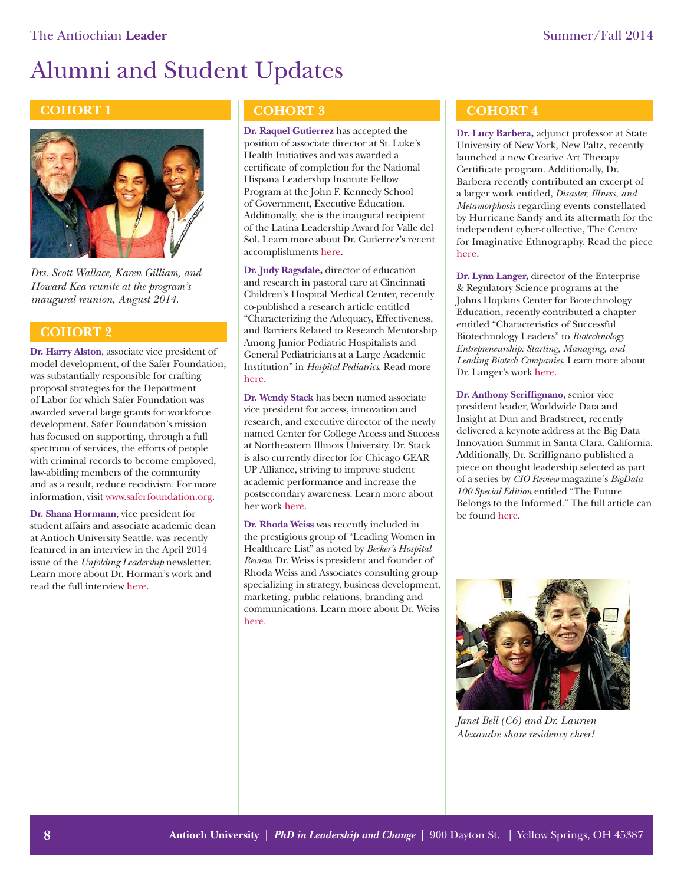# Alumni and Student Updates

## COHORT 1

*Drs. Scott Wallace, Karen Gilliam, and Howard Kea reunite at the program's inaugural reunion, August 2014.*

## COHORT 2

**Dr. Harry Alston**, associate vice president of model development, of the Safer Foundation, was substantially responsible for crafting proposal strategies for the Department of Labor for which Safer Foundation was awarded several large grants for workforce development. Safer Foundation's mission has focused on supporting, through a full spectrum of services, the efforts of people with criminal records to become employed, law-abiding members of the community and as a result, reduce recidivism. For more information, visit www.saferfoundation.org.

**Dr. Shana Hormann**, vice president for student affairs and associate academic dean at Antioch University Seattle, was recently featured in an interview in the April 2014 issue of the *Unfolding Leadership* newsletter. Learn more about Dr. Horman's work and read the full interview here.

## COHORT 3

**Dr. Raquel Gutierrez** has accepted the position of associate director at St. Luke's Health Initiatives and was awarded a certificate of completion for the National Hispana Leadership Institute Fellow Program at the John F. Kennedy School of Government, Executive Education. Additionally, she is the inaugural recipient of the Latina Leadership Award for Valle del Sol. Learn more about Dr. Gutierrez's recent accomplishments here.

**Dr. Judy Ragsdale,** director of education and research in pastoral care at Cincinnati Children's Hospital Medical Center, recently co-published a research article entitled "Characterizing the Adequacy, Effectiveness, and Barriers Related to Research Mentorship Among Junior Pediatric Hospitalists and General Pediatricians at a Large Academic Institution" in *Hospital Pediatrics*. Read more here.

**Dr. Wendy Stack** has been named associate vice president for access, innovation and research, and executive director of the newly named Center for College Access and Success at Northeastern Illinois University. Dr. Stack is also currently director for Chicago GEAR UP Alliance, striving to improve student academic performance and increase the postsecondary awareness. Learn more about her work here.

**Dr. Rhoda Weiss** was recently included in the prestigious group of "Leading Women in Healthcare List" as noted by *Becker's Hospital Review*. Dr. Weiss is president and founder of Rhoda Weiss and Associates consulting group specializing in strategy, business development, marketing, public relations, branding and communications. Learn more about Dr. Weiss here.

## COHORT 4

**Dr. Lucy Barbera,** adjunct professor at State University of New York, New Paltz, recently launched a new Creative Art Therapy Certificate program. Additionally, Dr. Barbera recently contributed an excerpt of a larger work entitled, *Disaster, Illness, and Metamorphosis* regarding events constellated by Hurricane Sandy and its aftermath for the independent cyber-collective, The Centre for Imaginative Ethnography. Read the piece here.

**Dr. Lynn Langer,** director of the Enterprise & Regulatory Science programs at the Johns Hopkins Center for Biotechnology Education, recently contributed a chapter entitled "Characteristics of Successful Biotechnology Leaders" to *Biotechnology Entrepreneurship: Starting, Managing, and Leading Biotech Companies*. Learn more about Dr. Langer's work here.

**Dr. Anthony Scriffignano**, senior vice president leader, Worldwide Data and Insight at Dun and Bradstreet, recently delivered a keynote address at the Big Data Innovation Summit in Santa Clara, California. Additionally, Dr. Scriffignano published a piece on thought leadership selected as part of a series by *CIO Review* magazine's *BigData 100 Special Edition* entitled "The Future Belongs to the Informed." The full article can be found here.

*Janet Bell (C6) and Dr. Laurien Alexandre share residency cheer!*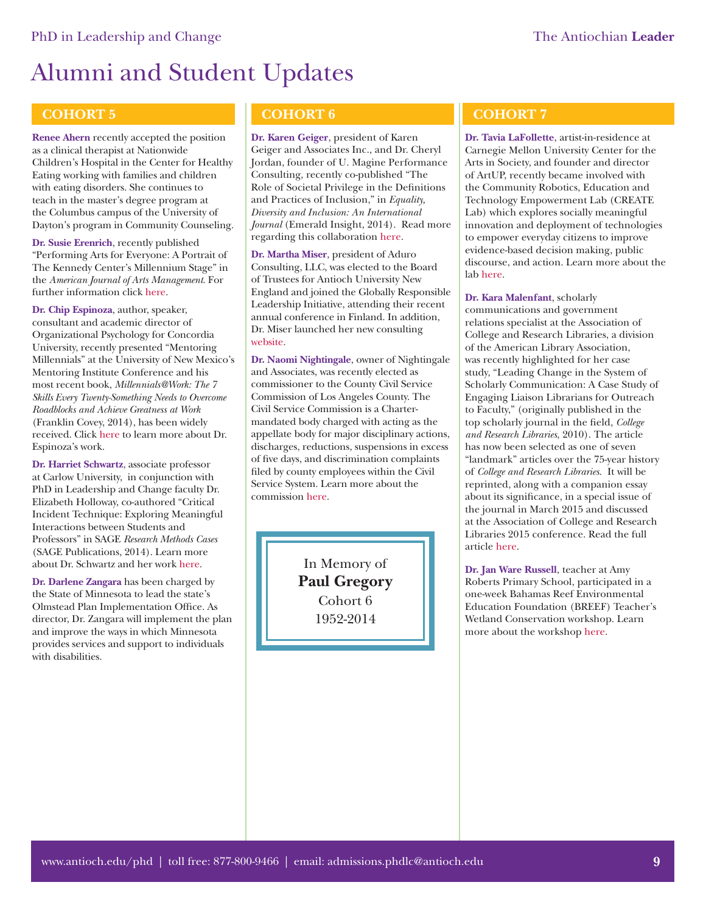# Alumni and Student Updates

## COHORT 5

**Renee Ahern** recently accepted the position as a clinical therapist at Nationwide Children's Hospital in the Center for Healthy Eating working with families and children with eating disorders. She continues to teach in the master's degree program at the Columbus campus of the University of Dayton's program in Community Counseling.

**Dr. Susie Erenrich**, recently published "Performing Arts for Everyone: A Portrait of The Kennedy Center's Millennium Stage" in the *American Journal of Arts Management*. For further information click here.

**Dr. Chip Espinoza**, author, speaker, consultant and academic director of Organizational Psychology for Concordia University, recently presented "Mentoring Millennials" at the University of New Mexico's Mentoring Institute Conference and his most recent book, *Millennials@Work: The 7 Skills Every Twenty-Something Needs to Overcome Roadblocks and Achieve Greatness at Work* (Franklin Covey, 2014), has been widely received. Click here to learn more about Dr. Espinoza's work.

**Dr. Harriet Schwartz**, associate professor at Carlow University, in conjunction with PhD in Leadership and Change faculty Dr. Elizabeth Holloway, co-authored "Critical Incident Technique: Exploring Meaningful Interactions between Students and Professors" in SAGE *Research Methods Cases* (SAGE Publications, 2014). Learn more about Dr. Schwartz and her work here.

**Dr. Darlene Zangara** has been charged by the State of Minnesota to lead the state's Olmstead Plan Implementation Office. As director, Dr. Zangara will implement the plan and improve the ways in which Minnesota provides services and support to individuals with disabilities.

## COHORT 6

**Dr. Karen Geiger**, president of Karen Geiger and Associates Inc., and Dr. Cheryl Jordan, founder of U. Magine Performance Consulting, recently co-published "The Role of Societal Privilege in the Definitions and Practices of Inclusion," in *Equality, Diversity and Inclusion: An International Journal* (Emerald Insight, 2014). Read more regarding this collaboration here.

**Dr. Martha Miser**, president of Aduro Consulting, LLC, was elected to the Board of Trustees for Antioch University New England and joined the Globally Responsible Leadership Initiative, attending their recent annual conference in Finland. In addition, Dr. Miser launched her new consulting website.

**Dr. Naomi Nightingale**, owner of Nightingale and Associates, was recently elected as commissioner to the County Civil Service Commission of Los Angeles County. The Civil Service Commission is a Charter-mandated body charged with acting as the appellate body for major disciplinary actions, discharges, reductions, suspensions in excess of five days, and discrimination complaints filed by county employees within the Civil Service System. Learn more about the commission here.

In Memory of
**Paul Gregory**
Cohort 6
1952-2014

## COHORT 7

**Dr. Tavia LaFollette**, artist-in-residence at Carnegie Mellon University Center for the Arts in Society, and founder and director of ArtUP, recently became involved with the Community Robotics, Education and Technology Empowerment Lab (CREATE Lab) which explores socially meaningful innovation and deployment of technologies to empower everyday citizens to improve evidence-based decision making, public discourse, and action. Learn more about the lab here.

**Dr. Kara Malenfant**, scholarly communications and government relations specialist at the Association of College and Research Libraries, a division of the American Library Association, was recently highlighted for her case study, "Leading Change in the System of Scholarly Communication: A Case Study of Engaging Liaison Librarians for Outreach to Faculty," (originally published in the top scholarly journal in the field, *College and Research Libraries*, 2010). The article has now been selected as one of seven "landmark" articles over the 75-year history of *College and Research Libraries*. It will be reprinted, along with a companion essay about its significance, in a special issue of the journal in March 2015 and discussed at the Association of College and Research Libraries 2015 conference. Read the full article here.

**Dr. Jan Ware Russell**, teacher at Amy Roberts Primary School, participated in a one-week Bahamas Reef Environmental Education Foundation (BREEF) Teacher's Wetland Conservation workshop. Learn more about the workshop here.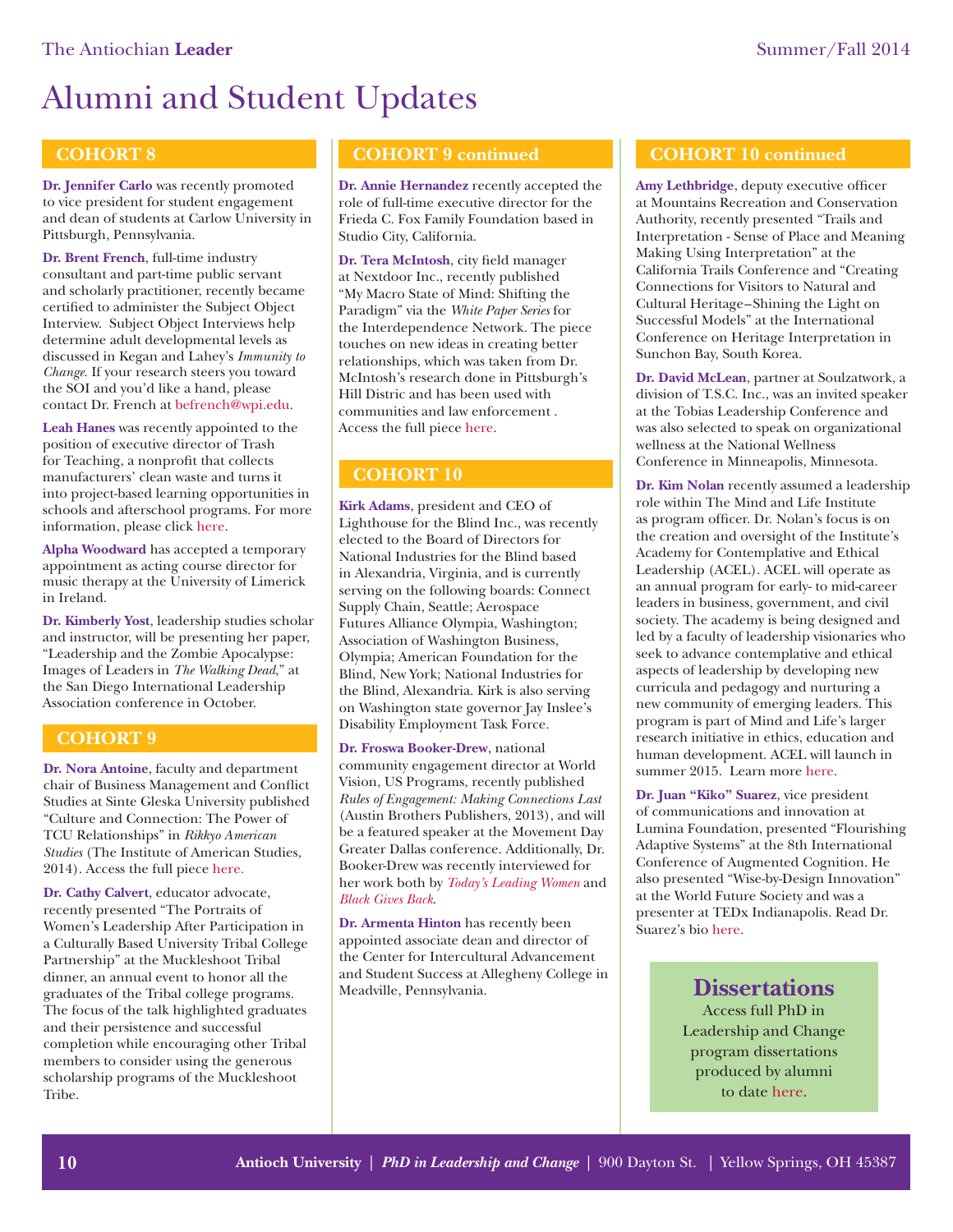# Alumni and Student Updates

## COHORT 8

**Dr. Jennifer Carlo** was recently promoted to vice president for student engagement and dean of students at Carlow University in Pittsburgh, Pennsylvania.

**Dr. Brent French**, full-time industry consultant and part-time public servant and scholarly practitioner, recently became certified to administer the Subject Object Interview. Subject Object Interviews help determine adult developmental levels as discussed in Kegan and Lahey's *Immunity to Change*. If your research steers you toward the SOI and you'd like a hand, please contact Dr. French at befrench@wpi.edu.

**Leah Hanes** was recently appointed to the position of executive director of Trash for Teaching, a nonprofit that collects manufacturers' clean waste and turns it into project-based learning opportunities in schools and afterschool programs. For more information, please click here.

**Alpha Woodward** has accepted a temporary appointment as acting course director for music therapy at the University of Limerick in Ireland.

**Dr. Kimberly Yost**, leadership studies scholar and instructor, will be presenting her paper, "Leadership and the Zombie Apocalypse: Images of Leaders in *The Walking Dead*," at the San Diego International Leadership Association conference in October.

## COHORT 9

**Dr. Nora Antoine**, faculty and department chair of Business Management and Conflict Studies at Sinte Gleska University published "Culture and Connection: The Power of TCU Relationships" in *Rikkyo American Studies* (The Institute of American Studies, 2014). Access the full piece here.

**Dr. Cathy Calvert**, educator advocate, recently presented "The Portraits of Women's Leadership After Participation in a Culturally Based University Tribal College Partnership" at the Muckleshoot Tribal dinner, an annual event to honor all the graduates of the Tribal college programs. The focus of the talk highlighted graduates and their persistence and successful completion while encouraging other Tribal members to consider using the generous scholarship programs of the Muckleshoot Tribe.

## COHORT 9 continued

**Dr. Annie Hernandez** recently accepted the role of full-time executive director for the Frieda C. Fox Family Foundation based in Studio City, California.

**Dr. Tera McIntosh**, city field manager at Nextdoor Inc., recently published "My Macro State of Mind: Shifting the Paradigm" via the *White Paper Series* for the Interdependence Network. The piece touches on new ideas in creating better relationships, which was taken from Dr. McIntosh's research done in Pittsburgh's Hill Distric and has been used with communities and law enforcement . Access the full piece here.

## COHORT 10

**Kirk Adams**, president and CEO of Lighthouse for the Blind Inc., was recently elected to the Board of Directors for National Industries for the Blind based in Alexandria, Virginia, and is currently serving on the following boards: Connect Supply Chain, Seattle; Aerospace Futures Alliance Olympia, Washington; Association of Washington Business, Olympia; American Foundation for the Blind, New York; National Industries for the Blind, Alexandria. Kirk is also serving on Washington state governor Jay Inslee's Disability Employment Task Force.

**Dr. Froswa Booker-Drew**, national community engagement director at World Vision, US Programs, recently published *Rules of Engagement: Making Connections Last* (Austin Brothers Publishers, 2013), and will be a featured speaker at the Movement Day Greater Dallas conference. Additionally, Dr. Booker-Drew was recently interviewed for her work both by *Today's Leading Women* and *Black Gives Back*.

**Dr. Armenta Hinton** has recently been appointed associate dean and director of the Center for Intercultural Advancement and Student Success at Allegheny College in Meadville, Pennsylvania.

## COHORT 10 continued

**Amy Lethbridge**, deputy executive officer at Mountains Recreation and Conservation Authority, recently presented "Trails and Interpretation - Sense of Place and Meaning Making Using Interpretation" at the California Trails Conference and "Creating Connections for Visitors to Natural and Cultural Heritage–Shining the Light on Successful Models" at the International Conference on Heritage Interpretation in Sunchon Bay, South Korea.

**Dr. David McLean**, partner at Soulzatwork, a division of T.S.C. Inc., was an invited speaker at the Tobias Leadership Conference and was also selected to speak on organizational wellness at the National Wellness Conference in Minneapolis, Minnesota.

**Dr. Kim Nolan** recently assumed a leadership role within The Mind and Life Institute as program officer. Dr. Nolan's focus is on the creation and oversight of the Institute's Academy for Contemplative and Ethical Leadership (ACEL). ACEL will operate as an annual program for early- to mid-career leaders in business, government, and civil society. The academy is being designed and led by a faculty of leadership visionaries who seek to advance contemplative and ethical aspects of leadership by developing new curricula and pedagogy and nurturing a new community of emerging leaders. This program is part of Mind and Life's larger research initiative in ethics, education and human development. ACEL will launch in summer 2015. Learn more here.

**Dr. Juan "Kiko" Suarez**, vice president of communications and innovation at Lumina Foundation, presented "Flourishing Adaptive Systems" at the 8th International Conference of Augmented Cognition. He also presented "Wise-by-Design Innovation" at the World Future Society and was a presenter at TEDx Indianapolis. Read Dr. Suarez's bio here.

## Dissertations

Access full PhD in Leadership and Change program dissertations produced by alumni to date here.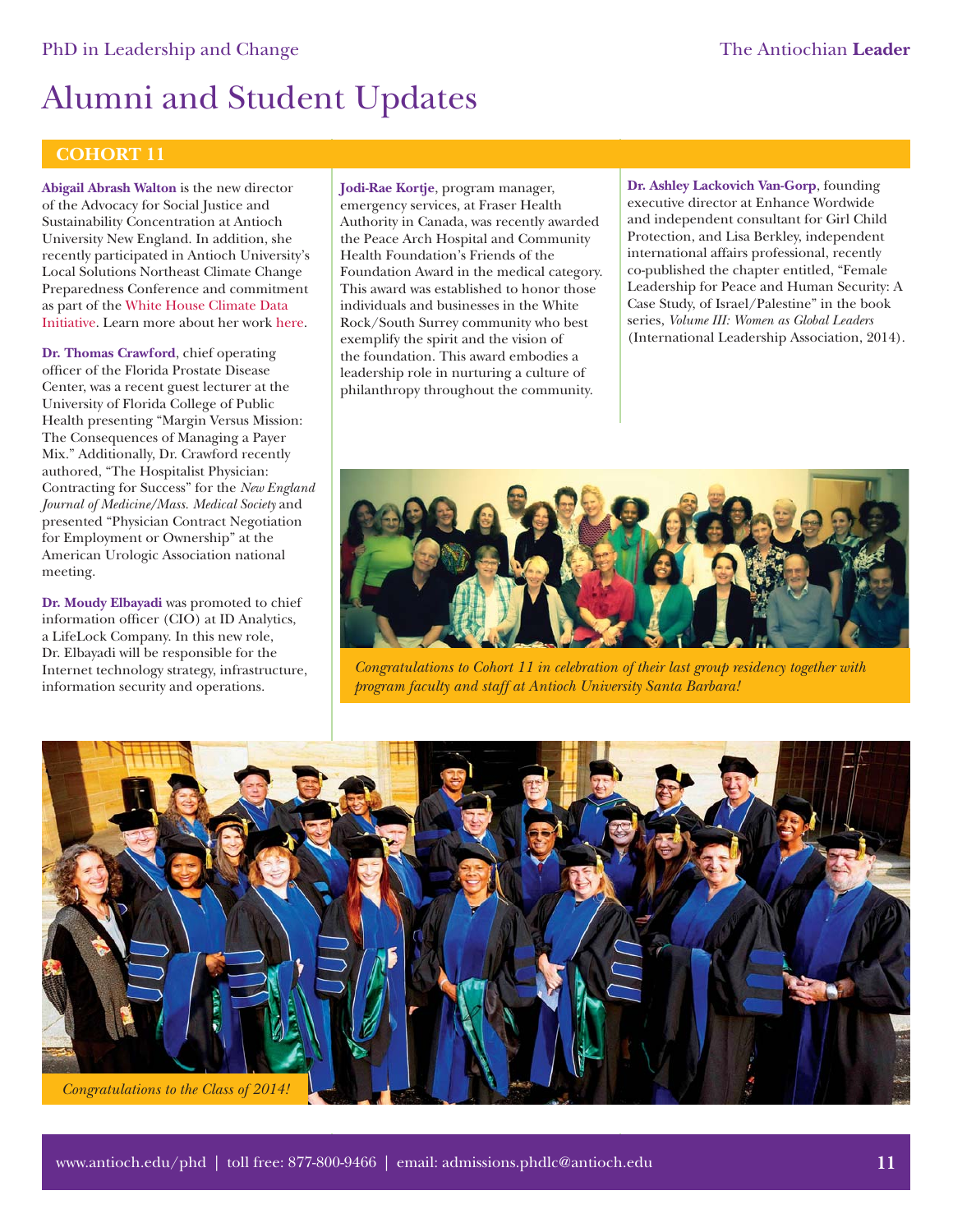# Alumni and Student Updates

## COHORT 11

**Abigail Abrash Walton** is the new director of the Advocacy for Social Justice and Sustainability Concentration at Antioch University New England. In addition, she recently participated in Antioch University's Local Solutions Northeast Climate Change Preparedness Conference and commitment as part of the White House Climate Data Initiative. Learn more about her work here.

**Dr. Thomas Crawford**, chief operating officer of the Florida Prostate Disease Center, was a recent guest lecturer at the University of Florida College of Public Health presenting "Margin Versus Mission: The Consequences of Managing a Payer Mix." Additionally, Dr. Crawford recently authored, "The Hospitalist Physician: Contracting for Success" for the *New England Journal of Medicine/Mass. Medical Society* and presented "Physician Contract Negotiation for Employment or Ownership" at the American Urologic Association national meeting.

**Dr. Moudy Elbayadi** was promoted to chief information officer (CIO) at ID Analytics, a LifeLock Company. In this new role, Dr. Elbayadi will be responsible for the Internet technology strategy, infrastructure, information security and operations.

**Jodi-Rae Kortje**, program manager, emergency services, at Fraser Health Authority in Canada, was recently awarded the Peace Arch Hospital and Community Health Foundation's Friends of the Foundation Award in the medical category. This award was established to honor those individuals and businesses in the White Rock/South Surrey community who best exemplify the spirit and the vision of the foundation. This award embodies a leadership role in nurturing a culture of philanthropy throughout the community.

**Dr. Ashley Lackovich Van-Gorp**, founding executive director at Enhance Wordwide and independent consultant for Girl Child Protection, and Lisa Berkley, independent international affairs professional, recently co-published the chapter entitled, "Female Leadership for Peace and Human Security: A Case Study, of Israel/Palestine" in the book series, *Volume III: Women as Global Leaders* (International Leadership Association, 2014).

*Congratulations to Cohort 11 in celebration of their last group residency together with program faculty and staff at Antioch University Santa Barbara!*

*Congratulations to the Class of 2014!*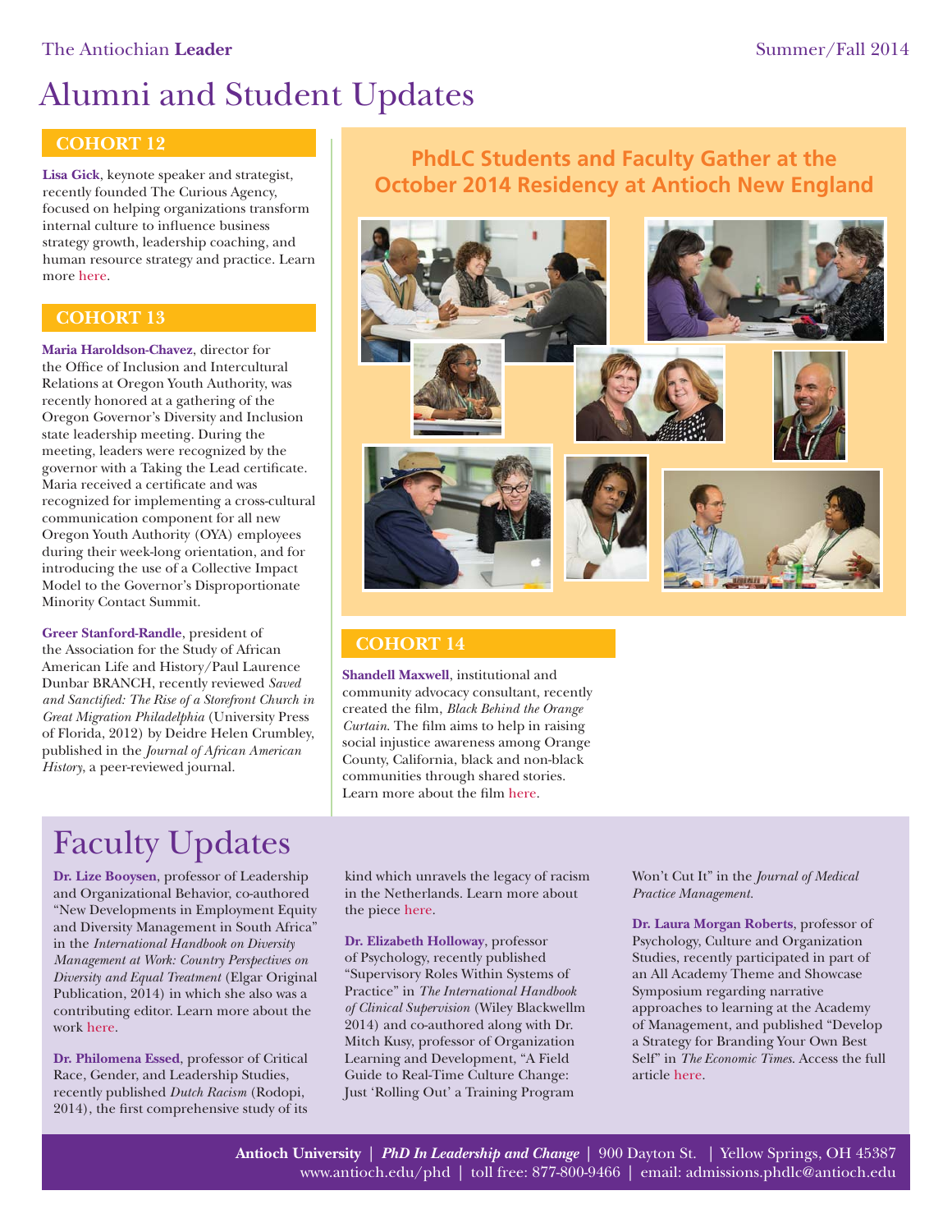# Alumni and Student Updates

## COHORT 12

**Lisa Gick**, keynote speaker and strategist, recently founded The Curious Agency, focused on helping organizations transform internal culture to influence business strategy growth, leadership coaching, and human resource strategy and practice. Learn more here.

## COHORT 13

**Maria Haroldson-Chavez**, director for the Office of Inclusion and Intercultural Relations at Oregon Youth Authority, was recently honored at a gathering of the Oregon Governor's Diversity and Inclusion state leadership meeting. During the meeting, leaders were recognized by the governor with a Taking the Lead certificate. Maria received a certificate and was recognized for implementing a cross-cultural communication component for all new Oregon Youth Authority (OYA) employees during their week-long orientation, and for introducing the use of a Collective Impact Model to the Governor's Disproportionate Minority Contact Summit.

**Greer Stanford-Randle**, president of the Association for the Study of African American Life and History/Paul Laurence Dunbar BRANCH, recently reviewed *Saved and Sanctified: The Rise of a Storefront Church in Great Migration Philadelphia* (University Press of Florida, 2012) by Deidre Helen Crumbley, published in the *Journal of African American History*, a peer-reviewed journal.

## PhdLC Students and Faculty Gather at the October 2014 Residency at Antioch New England

## COHORT 14

**Shandell Maxwell**, institutional and community advocacy consultant, recently created the film, *Black Behind the Orange Curtain*. The film aims to help in raising social injustice awareness among Orange County, California, black and non-black communities through shared stories. Learn more about the film here.

# Faculty Updates

**Dr. Lize Booysen**, professor of Leadership and Organizational Behavior, co-authored "New Developments in Employment Equity and Diversity Management in South Africa" in the *International Handbook on Diversity Management at Work: Country Perspectives on Diversity and Equal Treatment* (Elgar Original Publication, 2014) in which she also was a contributing editor. Learn more about the work here.

**Dr. Philomena Essed**, professor of Critical Race, Gender, and Leadership Studies, recently published *Dutch Racism* (Rodopi, 2014), the first comprehensive study of its kind which unravels the legacy of racism in the Netherlands. Learn more about the piece here.

**Dr. Elizabeth Holloway**, professor of Psychology, recently published "Supervisory Roles Within Systems of Practice" in *The International Handbook of Clinical Supervision* (Wiley Blackwellm 2014) and co-authored along with Dr. Mitch Kusy, professor of Organization Learning and Development, "A Field Guide to Real-Time Culture Change: Just 'Rolling Out' a Training Program Won't Cut It" in the *Journal of Medical Practice Management*.

**Dr. Laura Morgan Roberts**, professor of Psychology, Culture and Organization Studies, recently participated in part of an All Academy Theme and Showcase Symposium regarding narrative approaches to learning at the Academy of Management, and published "Develop a Strategy for Branding Your Own Best Self" in *The Economic Times*. Access the full article here.

**Antioch University** | ***PhD In Leadership and Change*** | 900 Dayton St. | Yellow Springs, OH 45387
www.antioch.edu/phd | toll free: 877-800-9466 | email: admissions.phdlc@antioch.edu